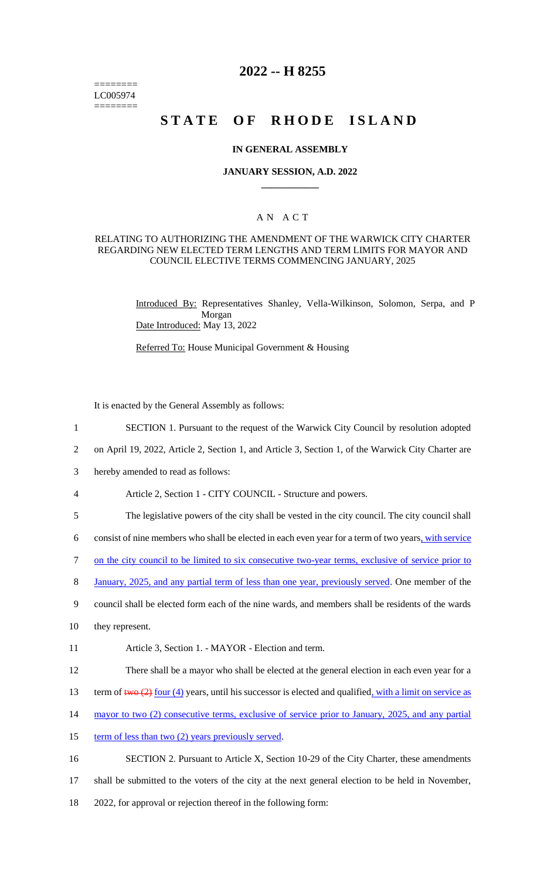========
LC005974
========

# 2022 -- H 8255

# STATE OF RHODE ISLAND

## IN GENERAL ASSEMBLY

### JANUARY SESSION, A.D. 2022

### A N A C T

#### RELATING TO AUTHORIZING THE AMENDMENT OF THE WARWICK CITY CHARTER REGARDING NEW ELECTED TERM LENGTHS AND TERM LIMITS FOR MAYOR AND COUNCIL ELECTIVE TERMS COMMENCING JANUARY, 2025

Introduced By: Representatives Shanley, Vella-Wilkinson, Solomon, Serpa, and P Morgan

Date Introduced: May 13, 2022

Referred To: House Municipal Government & Housing

It is enacted by the General Assembly as follows:

1 SECTION 1. Pursuant to the request of the Warwick City Council by resolution adopted
2 on April 19, 2022, Article 2, Section 1, and Article 3, Section 1, of the Warwick City Charter are
3 hereby amended to read as follows:

4 Article 2, Section 1 - CITY COUNCIL - Structure and powers.

5 The legislative powers of the city shall be vested in the city council. The city council shall
6 consist of nine members who shall be elected in each even year for a term of two years, with service
7 on the city council to be limited to six consecutive two-year terms, exclusive of service prior to
8 January, 2025, and any partial term of less than one year, previously served. One member of the
9 council shall be elected form each of the nine wards, and members shall be residents of the wards
10 they represent.

11 Article 3, Section 1. - MAYOR - Election and term.

12 There shall be a mayor who shall be elected at the general election in each even year for a
13 term of ~~two (2)~~ four (4) years, until his successor is elected and qualified, with a limit on service as
14 mayor to two (2) consecutive terms, exclusive of service prior to January, 2025, and any partial
15 term of less than two (2) years previously served.

16 SECTION 2. Pursuant to Article X, Section 10-29 of the City Charter, these amendments
17 shall be submitted to the voters of the city at the next general election to be held in November,
18 2022, for approval or rejection thereof in the following form: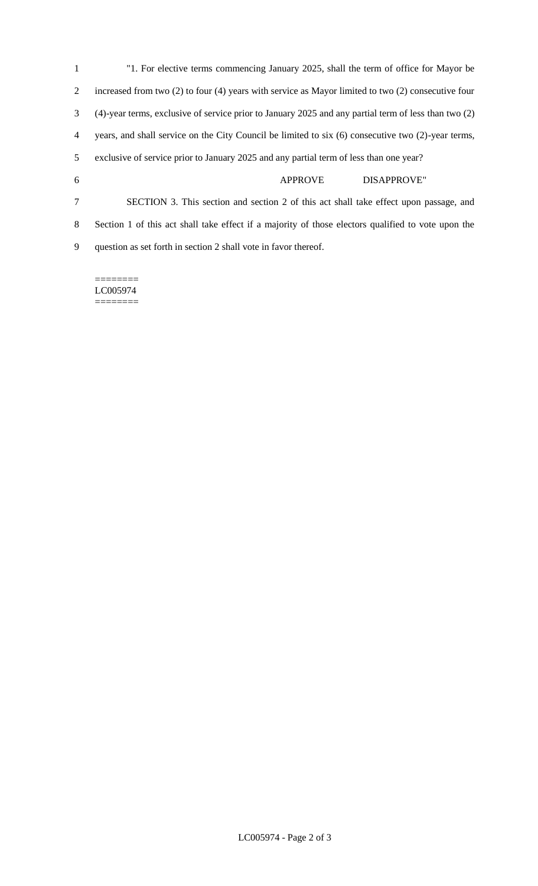"1. For elective terms commencing January 2025, shall the term of office for Mayor be increased from two (2) to four (4) years with service as Mayor limited to two (2) consecutive four (4)-year terms, exclusive of service prior to January 2025 and any partial term of less than two (2) years, and shall service on the City Council be limited to six (6) consecutive two (2)-year terms, exclusive of service prior to January 2025 and any partial term of less than one year?

APPROVE DISAPPROVE"

SECTION 3. This section and section 2 of this act shall take effect upon passage, and Section 1 of this act shall take effect if a majority of those electors qualified to vote upon the question as set forth in section 2 shall vote in favor thereof.

========
LC005974
========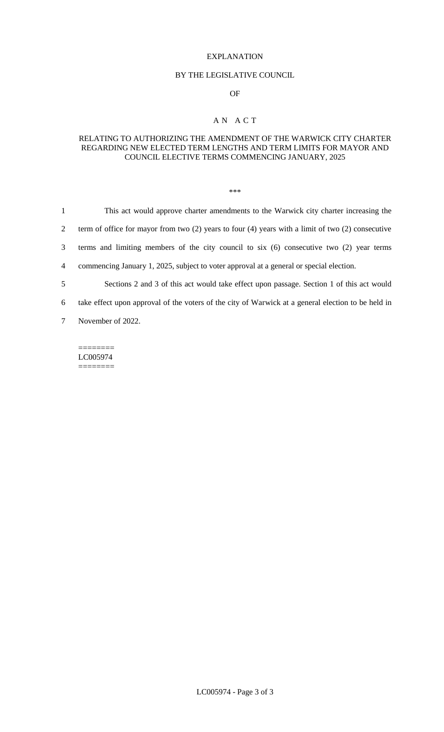EXPLANATION

BY THE LEGISLATIVE COUNCIL

OF

A N A C T

RELATING TO AUTHORIZING THE AMENDMENT OF THE WARWICK CITY CHARTER REGARDING NEW ELECTED TERM LENGTHS AND TERM LIMITS FOR MAYOR AND COUNCIL ELECTIVE TERMS COMMENCING JANUARY, 2025

\*\*\*

1 This act would approve charter amendments to the Warwick city charter increasing the
2 term of office for mayor from two (2) years to four (4) years with a limit of two (2) consecutive
3 terms and limiting members of the city council to six (6) consecutive two (2) year terms
4 commencing January 1, 2025, subject to voter approval at a general or special election.
5 Sections 2 and 3 of this act would take effect upon passage. Section 1 of this act would
6 take effect upon approval of the voters of the city of Warwick at a general election to be held in
7 November of 2022.

========
LC005974
========